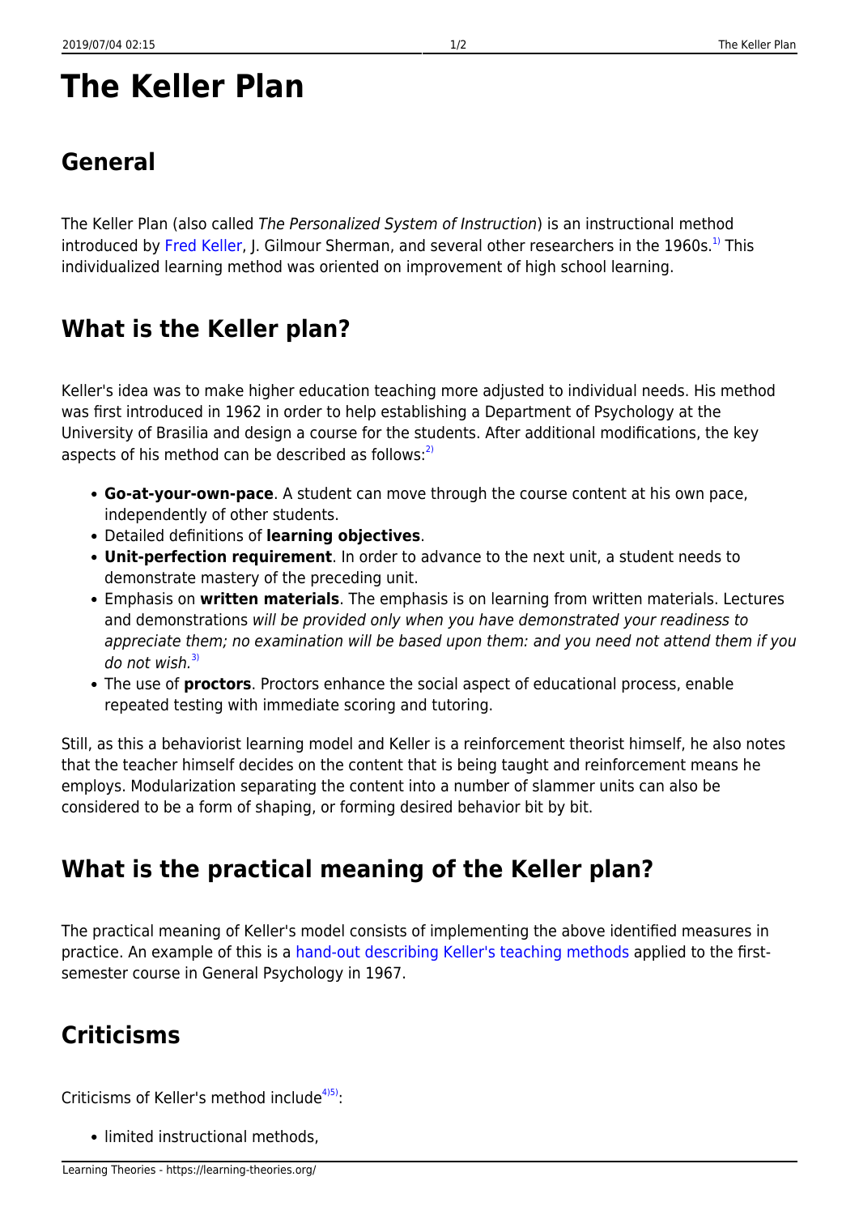# The Keller Plan

## General

The Keller Plan (also called *The Personalized System of Instruction*) is an instructional method introduced by Fred Keller, J. Gilmour Sherman, and several other researchers in the 1960s.[1] This individualized learning method was oriented on improvement of high school learning.

## What is the Keller plan?

Keller's idea was to make higher education teaching more adjusted to individual needs. His method was first introduced in 1962 in order to help establishing a Department of Psychology at the University of Brasilia and design a course for the students. After additional modifications, the key aspects of his method can be described as follows:[2]

- **Go-at-your-own-pace**. A student can move through the course content at his own pace, independently of other students.
- Detailed definitions of **learning objectives**.
- **Unit-perfection requirement**. In order to advance to the next unit, a student needs to demonstrate mastery of the preceding unit.
- Emphasis on **written materials**. The emphasis is on learning from written materials. Lectures and demonstrations *will be provided only when you have demonstrated your readiness to appreciate them; no examination will be based upon them: and you need not attend them if you do not wish.*[3]
- The use of **proctors**. Proctors enhance the social aspect of educational process, enable repeated testing with immediate scoring and tutoring.

Still, as this a behaviorist learning model and Keller is a reinforcement theorist himself, he also notes that the teacher himself decides on the content that is being taught and reinforcement means he employs. Modularization separating the content into a number of slammer units can also be considered to be a form of shaping, or forming desired behavior bit by bit.

## What is the practical meaning of the Keller plan?

The practical meaning of Keller's model consists of implementing the above identified measures in practice. An example of this is a hand-out describing Keller's teaching methods applied to the first-semester course in General Psychology in 1967.

## Criticisms

Criticisms of Keller's method include[4][5]:

- limited instructional methods,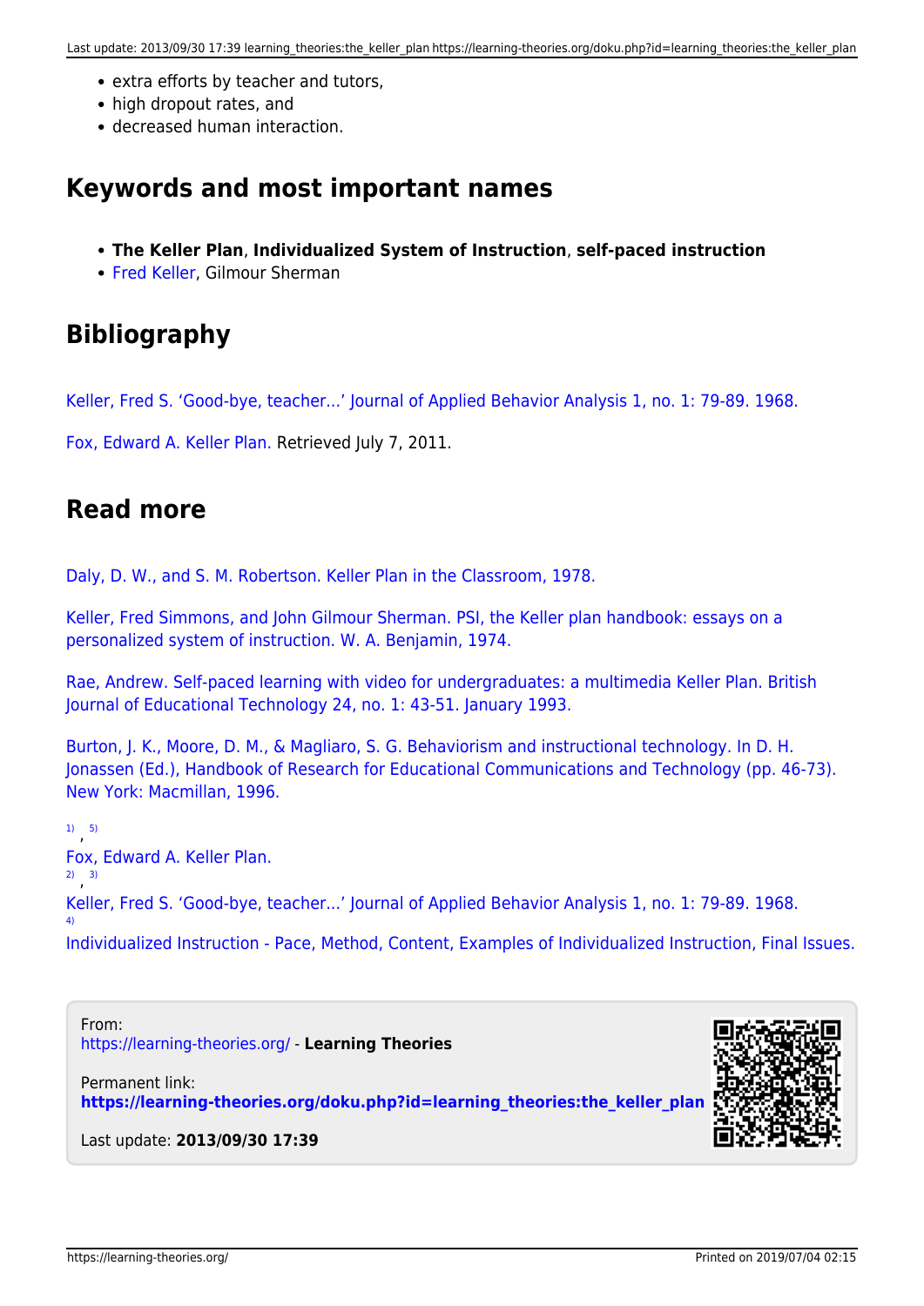- extra efforts by teacher and tutors,
- high dropout rates, and
- decreased human interaction.

## Keywords and most important names

- **The Keller Plan**, **Individualized System of Instruction**, **self-paced instruction**
- Fred Keller, Gilmour Sherman

## Bibliography

Keller, Fred S. 'Good-bye, teacher…' Journal of Applied Behavior Analysis 1, no. 1: 79-89. 1968.

Fox, Edward A. Keller Plan. Retrieved July 7, 2011.

## Read more

Daly, D. W., and S. M. Robertson. Keller Plan in the Classroom, 1978.

Keller, Fred Simmons, and John Gilmour Sherman. PSI, the Keller plan handbook: essays on a personalized system of instruction. W. A. Benjamin, 1974.

Rae, Andrew. Self-paced learning with video for undergraduates: a multimedia Keller Plan. British Journal of Educational Technology 24, no. 1: 43-51. January 1993.

Burton, J. K., Moore, D. M., & Magliaro, S. G. Behaviorism and instructional technology. In D. H. Jonassen (Ed.), Handbook of Research for Educational Communications and Technology (pp. 46-73). New York: Macmillan, 1996.

[1], [5] Fox, Edward A. Keller Plan.

[2], [3] Keller, Fred S. 'Good-bye, teacher…' Journal of Applied Behavior Analysis 1, no. 1: 79-89. 1968.

[4] Individualized Instruction - Pace, Method, Content, Examples of Individualized Instruction, Final Issues.

From:
https://learning-theories.org/ - **Learning Theories**

Permanent link:
**https://learning-theories.org/doku.php?id=learning_theories:the_keller_plan**

Last update: **2013/09/30 17:39**